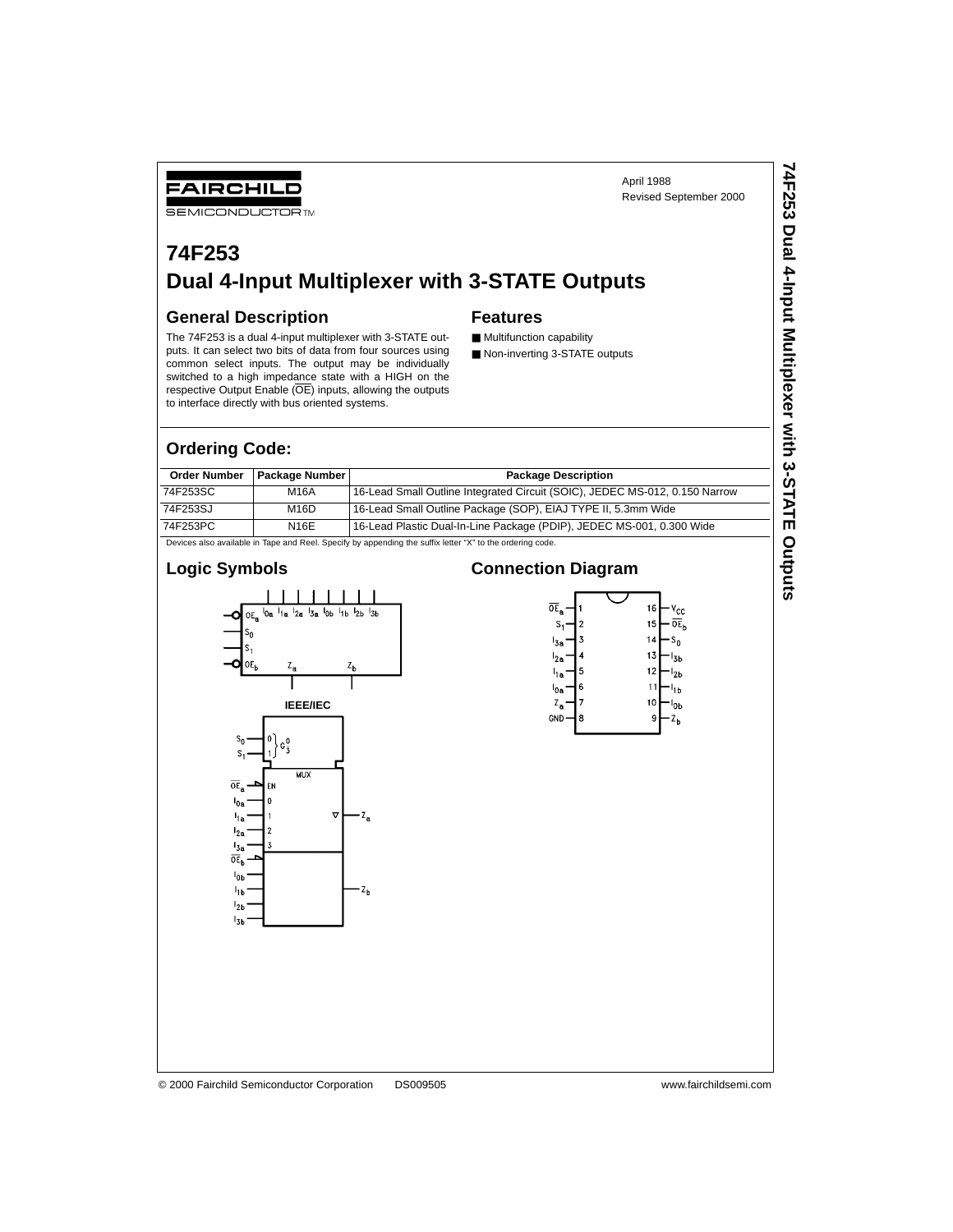FAIRCHILD SEMICONDUCTOR™

April 1988
Revised September 2000

# 74F253
# Dual 4-Input Multiplexer with 3-STATE Outputs

## General Description

The 74F253 is a dual 4-input multiplexer with 3-STATE outputs. It can select two bits of data from four sources using common select inputs. The output may be individually switched to a high impedance state with a HIGH on the respective Output Enable ($\overline{OE}$) inputs, allowing the outputs to interface directly with bus oriented systems.

## Features

- Multifunction capability
- Non-inverting 3-STATE outputs

## Ordering Code:

| Order Number | Package Number | Package Description |
|---|---|---|
| 74F253SC | M16A | 16-Lead Small Outline Integrated Circuit (SOIC), JEDEC MS-012, 0.150 Narrow |
| 74F253SJ | M16D | 16-Lead Small Outline Package (SOP), EIAJ TYPE II, 5.3mm Wide |
| 74F253PC | N16E | 16-Lead Plastic Dual-In-Line Package (PDIP), JEDEC MS-001, 0.300 Wide |

Devices also available in Tape and Reel. Specify by appending the suffix letter "X" to the ordering code.

## Logic Symbols

IEEE/IEC

## Connection Diagram

© 2000 Fairchild Semiconductor Corporation DS009505 www.fairchildsemi.com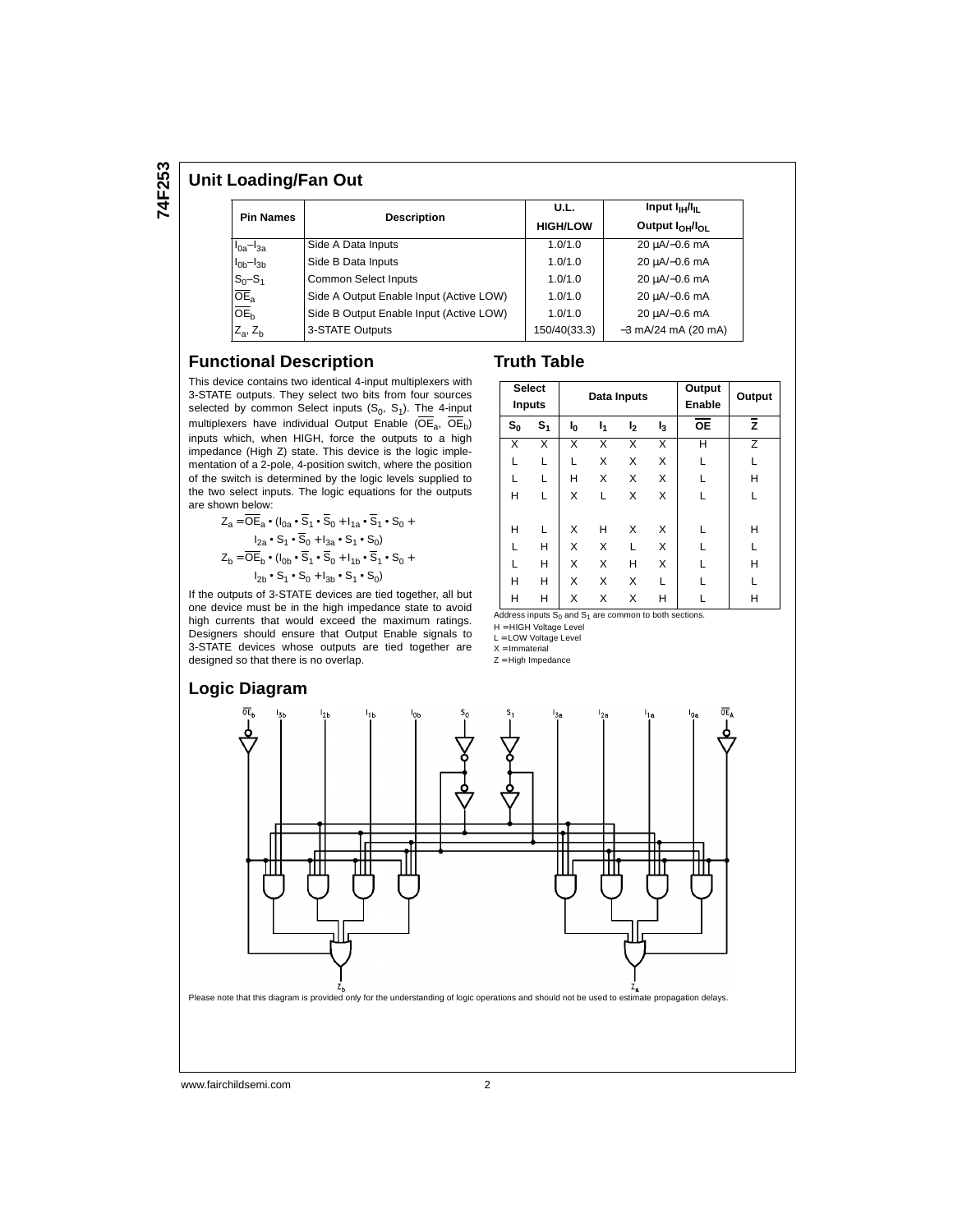## Unit Loading/Fan Out

| Pin Names | Description | U.L. HIGH/LOW | Input $I_{IH}/I_{IL}$ Output $I_{OH}/I_{OL}$ |
|---|---|---|---|
| $I_{0a}$–$I_{3a}$ | Side A Data Inputs | 1.0/1.0 | 20 µA/−0.6 mA |
| $I_{0b}$–$I_{3b}$ | Side B Data Inputs | 1.0/1.0 | 20 µA/−0.6 mA |
| $S_0$–$S_1$ | Common Select Inputs | 1.0/1.0 | 20 µA/−0.6 mA |
| $\overline{OE}_a$ | Side A Output Enable Input (Active LOW) | 1.0/1.0 | 20 µA/−0.6 mA |
| $\overline{OE}_b$ | Side B Output Enable Input (Active LOW) | 1.0/1.0 | 20 µA/−0.6 mA |
| $Z_a$, $Z_b$ | 3-STATE Outputs | 150/40(33.3) | −3 mA/24 mA (20 mA) |

## Functional Description

This device contains two identical 4-input multiplexers with 3-STATE outputs. They select two bits from four sources selected by common Select inputs ($S_0$, $S_1$). The 4-input multiplexers have individual Output Enable ($\overline{OE}_a$, $\overline{OE}_b$) inputs which, when HIGH, force the outputs to a high impedance (High Z) state. This device is the logic implementation of a 2-pole, 4-position switch, where the position of the switch is determined by the logic levels supplied to the two select inputs. The logic equations for the outputs are shown below:

$$Z_a = \overline{OE}_a \bullet (I_{0a} \bullet \overline{S}_1 \bullet \overline{S}_0 + I_{1a} \bullet \overline{S}_1 \bullet S_0 + I_{2a} \bullet S_1 \bullet \overline{S}_0 + I_{3a} \bullet S_1 \bullet S_0)$$

$$Z_b = \overline{OE}_b \bullet (I_{0b} \bullet \overline{S}_1 \bullet \overline{S}_0 + I_{1b} \bullet \overline{S}_1 \bullet S_0 + I_{2b} \bullet S_1 \bullet S_0 + I_{3b} \bullet S_1 \bullet S_0)$$

If the outputs of 3-STATE devices are tied together, all but one device must be in the high impedance state to avoid high currents that would exceed the maximum ratings. Designers should ensure that Output Enable signals to 3-STATE devices whose outputs are tied together are designed so that there is no overlap.

## Truth Table

| Select Inputs | | Data Inputs | | | | Output Enable | Output |
|---|---|---|---|---|---|---|---|
| $S_0$ | $S_1$ | $I_0$ | $I_1$ | $I_2$ | $I_3$ | $\overline{OE}$ | $\overline{Z}$ |
| X | X | X | X | X | X | H | Z |
| L | L | L | X | X | X | L | L |
| L | L | H | X | X | X | L | H |
| H | L | X | L | X | X | L | L |
| H | L | X | H | X | X | L | H |
| L | H | X | X | L | X | L | L |
| L | H | X | X | H | X | L | H |
| H | H | X | X | X | L | L | L |
| H | H | X | X | X | H | L | H |

Address inputs $S_0$ and $S_1$ are common to both sections.
H = HIGH Voltage Level
L = LOW Voltage Level
X = Immaterial
Z = High Impedance

## Logic Diagram

Please note that this diagram is provided only for the understanding of logic operations and should not be used to estimate propagation delays.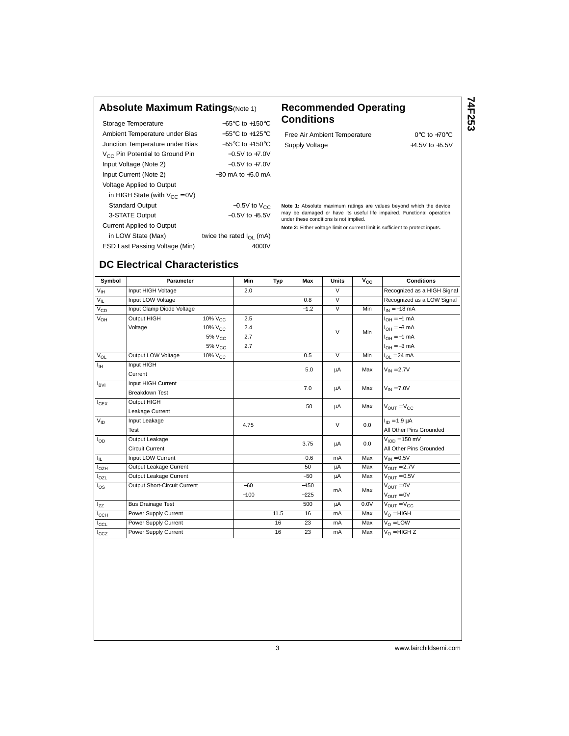## Absolute Maximum Ratings (Note 1)

| | |
|---|---|
| Storage Temperature | −65°C to +150°C |
| Ambient Temperature under Bias | −55°C to +125°C |
| Junction Temperature under Bias | −55°C to +150°C |
| $V_{CC}$ Pin Potential to Ground Pin | −0.5V to +7.0V |
| Input Voltage (Note 2) | −0.5V to +7.0V |
| Input Current (Note 2) | −30 mA to +5.0 mA |
| Voltage Applied to Output | |
| in HIGH State (with $V_{CC}$ = 0V) | |
| Standard Output | −0.5V to $V_{CC}$ |
| 3-STATE Output | −0.5V to +5.5V |
| Current Applied to Output | |
| in LOW State (Max) | twice the rated $I_{OL}$ (mA) |
| ESD Last Passing Voltage (Min) | 4000V |

## Recommended Operating Conditions

| | |
|---|---|
| Free Air Ambient Temperature | 0°C to +70°C |
| Supply Voltage | +4.5V to +5.5V |

**Note 1:** Absolute maximum ratings are values beyond which the device may be damaged or have its useful life impaired. Functional operation under these conditions is not implied.

**Note 2:** Either voltage limit or current limit is sufficient to protect inputs.

## DC Electrical Characteristics

| Symbol | Parameter | | Min | Typ | Max | Units | $V_{CC}$ | Conditions |
|---|---|---|---|---|---|---|---|---|
| $V_{IH}$ | Input HIGH Voltage | | 2.0 | | | V | | Recognized as a HIGH Signal |
| $V_{IL}$ | Input LOW Voltage | | | | 0.8 | V | | Recognized as a LOW Signal |
| $V_{CD}$ | Input Clamp Diode Voltage | | | | −1.2 | V | Min | $I_{IN}$ = −18 mA |
| $V_{OH}$ | Output HIGH Voltage | 10% $V_{CC}$ | 2.5 | | | V | Min | $I_{OH}$ = −1 mA |
| | | 10% $V_{CC}$ | 2.4 | | | | | $I_{OH}$ = −3 mA |
| | | 5% $V_{CC}$ | 2.7 | | | | | $I_{OH}$ = −1 mA |
| | | 5% $V_{CC}$ | 2.7 | | | | | $I_{OH}$ = −3 mA |
| $V_{OL}$ | Output LOW Voltage | 10% $V_{CC}$ | | | 0.5 | V | Min | $I_{OL}$ = 24 mA |
| $I_{IH}$ | Input HIGH Current | | | | 5.0 | μA | Max | $V_{IN}$ = 2.7V |
| $I_{BVI}$ | Input HIGH Current Breakdown Test | | | | 7.0 | μA | Max | $V_{IN}$ = 7.0V |
| $I_{CEX}$ | Output HIGH Leakage Current | | | | 50 | μA | Max | $V_{OUT}$ = $V_{CC}$ |
| $V_{ID}$ | Input Leakage Test | | 4.75 | | | V | 0.0 | $I_{ID}$ = 1.9 μA All Other Pins Grounded |
| $I_{OD}$ | Output Leakage Circuit Current | | | | 3.75 | μA | 0.0 | $V_{IOD}$ = 150 mV All Other Pins Grounded |
| $I_{IL}$ | Input LOW Current | | | | −0.6 | mA | Max | $V_{IN}$ = 0.5V |
| $I_{OZH}$ | Output Leakage Current | | | | 50 | μA | Max | $V_{OUT}$ = 2.7V |
| $I_{OZL}$ | Output Leakage Current | | | | −50 | μA | Max | $V_{OUT}$ = 0.5V |
| $I_{OS}$ | Output Short-Circuit Current | | −60 | | −150 | mA | Max | $V_{OUT}$ = 0V |
| | | | −100 | | −225 | | | $V_{OUT}$ = 0V |
| $I_{ZZ}$ | Bus Drainage Test | | | | 500 | μA | 0.0V | $V_{OUT}$ = $V_{CC}$ |
| $I_{CCH}$ | Power Supply Current | | | 11.5 | 16 | mA | Max | $V_O$ = HIGH |
| $I_{CCL}$ | Power Supply Current | | | 16 | 23 | mA | Max | $V_O$ = LOW |
| $I_{CCZ}$ | Power Supply Current | | | 16 | 23 | mA | Max | $V_O$ = HIGH Z |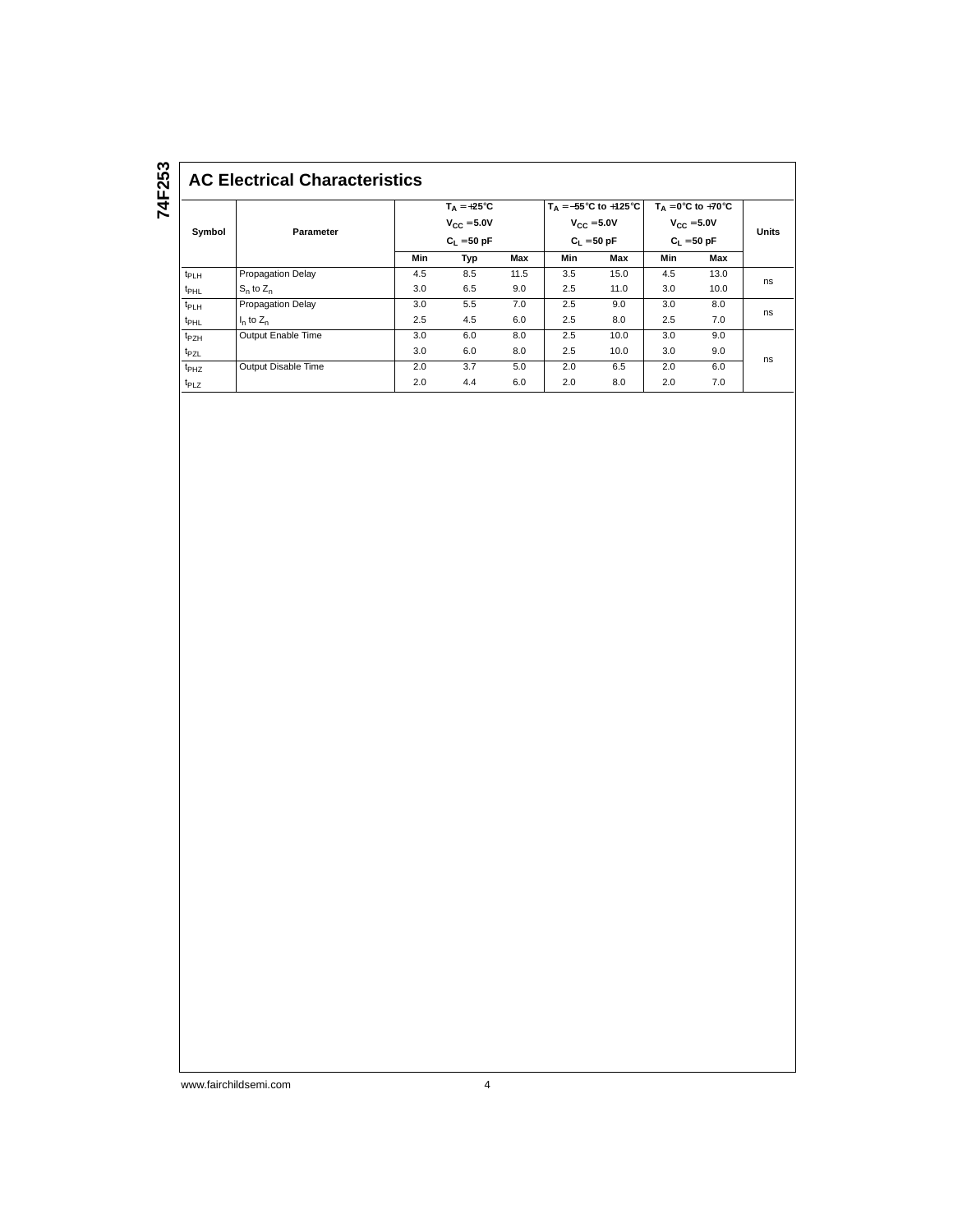## AC Electrical Characteristics

| Symbol | Parameter | $T_A = +25°C$, $V_{CC} = 5.0V$, $C_L = 50$ pF | | | $T_A = -55°C$ to $+125°C$, $V_{CC} = 5.0V$, $C_L = 50$ pF | | $T_A = 0°C$ to $+70°C$, $V_{CC} = 5.0V$, $C_L = 50$ pF | | Units |
|---|---|---|---|---|---|---|---|---|---|
| | | Min | Typ | Max | Min | Max | Min | Max | |
| $t_{PLH}$ | Propagation Delay | 4.5 | 8.5 | 11.5 | 3.5 | 15.0 | 4.5 | 13.0 | ns |
| $t_{PHL}$ | $S_n$ to $Z_n$ | 3.0 | 6.5 | 9.0 | 2.5 | 11.0 | 3.0 | 10.0 | |
| $t_{PLH}$ | Propagation Delay | 3.0 | 5.5 | 7.0 | 2.5 | 9.0 | 3.0 | 8.0 | ns |
| $t_{PHL}$ | $I_n$ to $Z_n$ | 2.5 | 4.5 | 6.0 | 2.5 | 8.0 | 2.5 | 7.0 | |
| $t_{PZH}$ | Output Enable Time | 3.0 | 6.0 | 8.0 | 2.5 | 10.0 | 3.0 | 9.0 | ns |
| $t_{PZL}$ | | 3.0 | 6.0 | 8.0 | 2.5 | 10.0 | 3.0 | 9.0 | |
| $t_{PHZ}$ | Output Disable Time | 2.0 | 3.7 | 5.0 | 2.0 | 6.5 | 2.0 | 6.0 | |
| $t_{PLZ}$ | | 2.0 | 4.4 | 6.0 | 2.0 | 8.0 | 2.0 | 7.0 | |